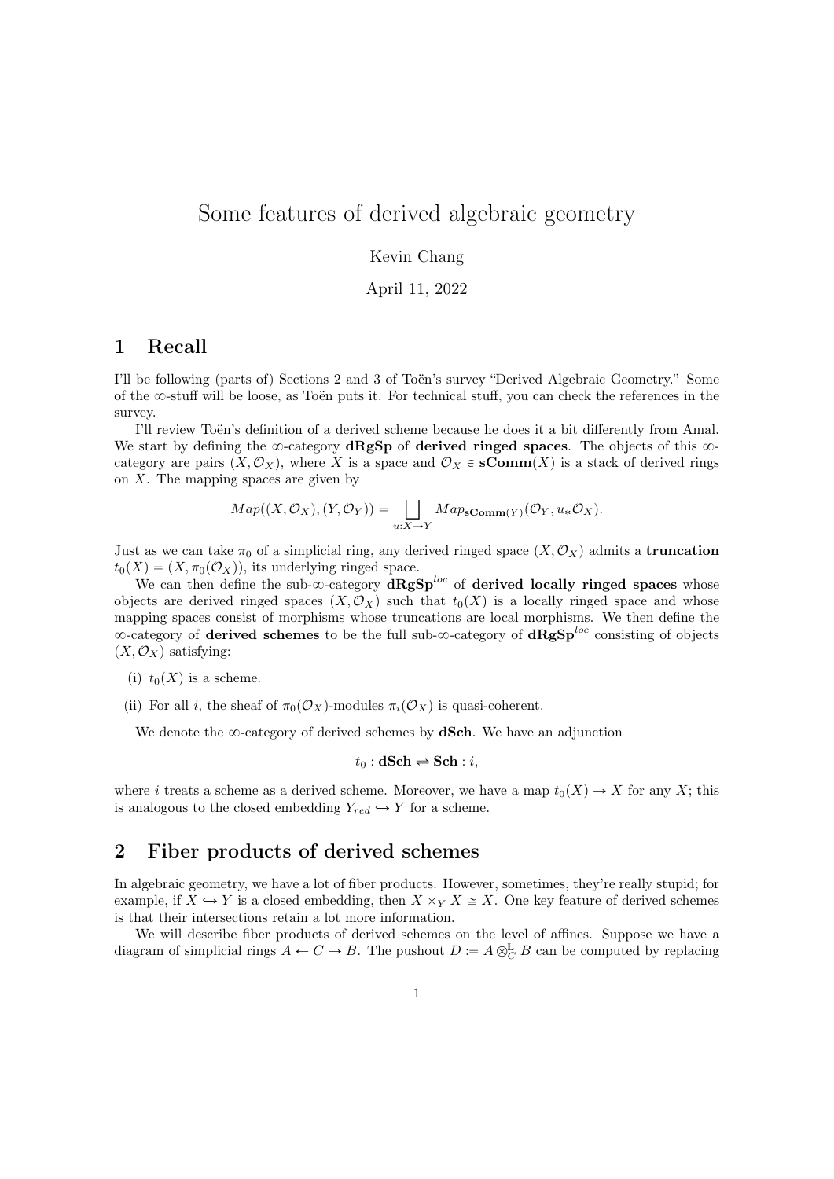// Some features of derived algebraic geometry

Kevin Chang

April 11, 2022

## 1 Recall

I'll be following (parts of) Sections 2 and 3 of Toën's survey "Derived Algebraic Geometry." Some of the $\infty$-stuff will be loose, as Toën puts it. For technical stuff, you can check the references in the survey.

I'll review Toën's definition of a derived scheme because he does it a bit differently from Amal. We start by defining the $\infty$-category **dRgSp** of **derived ringed spaces**. The objects of this $\infty$-category are pairs $(X, \mathcal{O}_X)$, where $X$ is a space and $\mathcal{O}_X \in \mathbf{sComm}(X)$ is a stack of derived rings on $X$. The mapping spaces are given by

$$Map((X, \mathcal{O}_X), (Y, \mathcal{O}_Y)) = \coprod_{u: X \to Y} Map_{\mathbf{sComm}(Y)}(\mathcal{O}_Y, u_* \mathcal{O}_X).$$

Just as we can take $\pi_0$ of a simplicial ring, any derived ringed space $(X, \mathcal{O}_X)$ admits a **truncation** $t_0(X) = (X, \pi_0(\mathcal{O}_X))$, its underlying ringed space.

We can then define the sub-$\infty$-category $\mathbf{dRgSp}^{loc}$ of **derived locally ringed spaces** whose objects are derived ringed spaces $(X, \mathcal{O}_X)$ such that $t_0(X)$ is a locally ringed space and whose mapping spaces consist of morphisms whose truncations are local morphisms. We then define the $\infty$-category of **derived schemes** to be the full sub-$\infty$-category of $\mathbf{dRgSp}^{loc}$ consisting of objects $(X, \mathcal{O}_X)$ satisfying:

(i) $t_0(X)$ is a scheme.

(ii) For all $i$, the sheaf of $\pi_0(\mathcal{O}_X)$-modules $\pi_i(\mathcal{O}_X)$ is quasi-coherent.

We denote the $\infty$-category of derived schemes by **dSch**. We have an adjunction

$$t_0 : \mathbf{dSch} \rightleftharpoons \mathbf{Sch} : i,$$

where $i$ treats a scheme as a derived scheme. Moreover, we have a map $t_0(X) \to X$ for any $X$; this is analogous to the closed embedding $Y_{red} \hookrightarrow Y$ for a scheme.

## 2 Fiber products of derived schemes

In algebraic geometry, we have a lot of fiber products. However, sometimes, they're really stupid; for example, if $X \hookrightarrow Y$ is a closed embedding, then $X \times_Y X \cong X$. One key feature of derived schemes is that their intersections retain a lot more information.

We will describe fiber products of derived schemes on the level of affines. Suppose we have a diagram of simplicial rings $A \leftarrow C \to B$. The pushout $D := A \otimes_C^{\mathbb{L}} B$ can be computed by replacing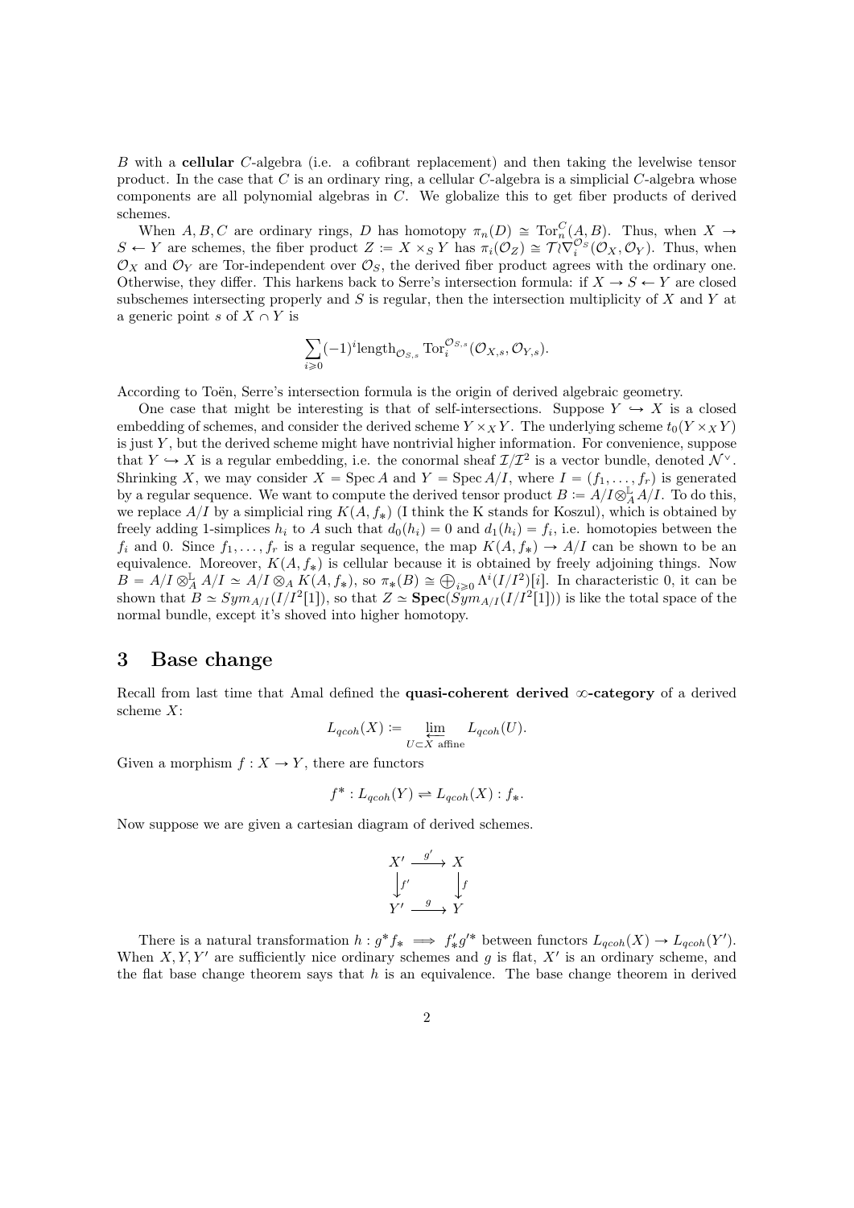$B$ with a **cellular** $C$-algebra (i.e. a cofibrant replacement) and then taking the levelwise tensor product. In the case that $C$ is an ordinary ring, a cellular $C$-algebra is a simplicial $C$-algebra whose components are all polynomial algebras in $C$. We globalize this to get fiber products of derived schemes.

When $A, B, C$ are ordinary rings, $D$ has homotopy $\pi_n(D) \cong \mathrm{Tor}_n^C(A, B)$. Thus, when $X \to S \leftarrow Y$ are schemes, the fiber product $Z := X \times_S Y$ has $\pi_i(\mathcal{O}_Z) \cong \mathcal{T}\wr\nabla_i^{\mathcal{O}_S}(\mathcal{O}_X, \mathcal{O}_Y)$. Thus, when $\mathcal{O}_X$ and $\mathcal{O}_Y$ are Tor-independent over $\mathcal{O}_S$, the derived fiber product agrees with the ordinary one. Otherwise, they differ. This harkens back to Serre's intersection formula: if $X \to S \leftarrow Y$ are closed subschemes intersecting properly and $S$ is regular, then the intersection multiplicity of $X$ and $Y$ at a generic point $s$ of $X \cap Y$ is

$$\sum_{i \geqslant 0} (-1)^i \mathrm{length}_{\mathcal{O}_{S,s}} \mathrm{Tor}_i^{\mathcal{O}_{S,s}}(\mathcal{O}_{X,s}, \mathcal{O}_{Y,s}).$$

According to Toën, Serre's intersection formula is the origin of derived algebraic geometry.

One case that might be interesting is that of self-intersections. Suppose $Y \hookrightarrow X$ is a closed embedding of schemes, and consider the derived scheme $Y \times_X Y$. The underlying scheme $t_0(Y \times_X Y)$ is just $Y$, but the derived scheme might have nontrivial higher information. For convenience, suppose that $Y \hookrightarrow X$ is a regular embedding, i.e. the conormal sheaf $\mathcal{I}/\mathcal{I}^2$ is a vector bundle, denoted $\mathcal{N}^\vee$. Shrinking $X$, we may consider $X = \mathrm{Spec}\, A$ and $Y = \mathrm{Spec}\, A/I$, where $I = (f_1, \ldots, f_r)$ is generated by a regular sequence. We want to compute the derived tensor product $B := A/I \otimes_A^{\mathbb{L}} A/I$. To do this, we replace $A/I$ by a simplicial ring $K(A, f_*)$ (I think the K stands for Koszul), which is obtained by freely adding 1-simplices $h_i$ to $A$ such that $d_0(h_i) = 0$ and $d_1(h_i) = f_i$, i.e. homotopies between the $f_i$ and 0. Since $f_1, \ldots, f_r$ is a regular sequence, the map $K(A, f_*) \to A/I$ can be shown to be an equivalence. Moreover, $K(A, f_*)$ is cellular because it is obtained by freely adjoining things. Now $B = A/I \otimes_A^{\mathbb{L}} A/I \simeq A/I \otimes_A K(A, f_*)$, so $\pi_*(B) \cong \bigoplus_{i \geqslant 0} \Lambda^i(I/I^2)[i]$. In characteristic 0, it can be shown that $B \simeq Sym_{A/I}(I/I^2[1])$, so that $Z \simeq \mathbf{Spec}(Sym_{A/I}(I/I^2[1]))$ is like the total space of the normal bundle, except it's shoved into higher homotopy.

## 3 Base change

Recall from last time that Amal defined the **quasi-coherent derived $\infty$-category** of a derived scheme $X$:

$$L_{qcoh}(X) := \varprojlim_{U \subset X \text{ affine}} L_{qcoh}(U).$$

Given a morphism $f : X \to Y$, there are functors

$$f^* : L_{qcoh}(Y) \rightleftharpoons L_{qcoh}(X) : f_*.$$

Now suppose we are given a cartesian diagram of derived schemes.

$$\begin{array}{ccc} X' & \xrightarrow{g'} & X \\ \downarrow{\scriptstyle f'} & & \downarrow{\scriptstyle f} \\ Y' & \xrightarrow{g} & Y \end{array}$$

There is a natural transformation $h : g^* f_* \implies f'_* g'^*$ between functors $L_{qcoh}(X) \to L_{qcoh}(Y')$. When $X, Y, Y'$ are sufficiently nice ordinary schemes and $g$ is flat, $X'$ is an ordinary scheme, and the flat base change theorem says that $h$ is an equivalence. The base change theorem in derived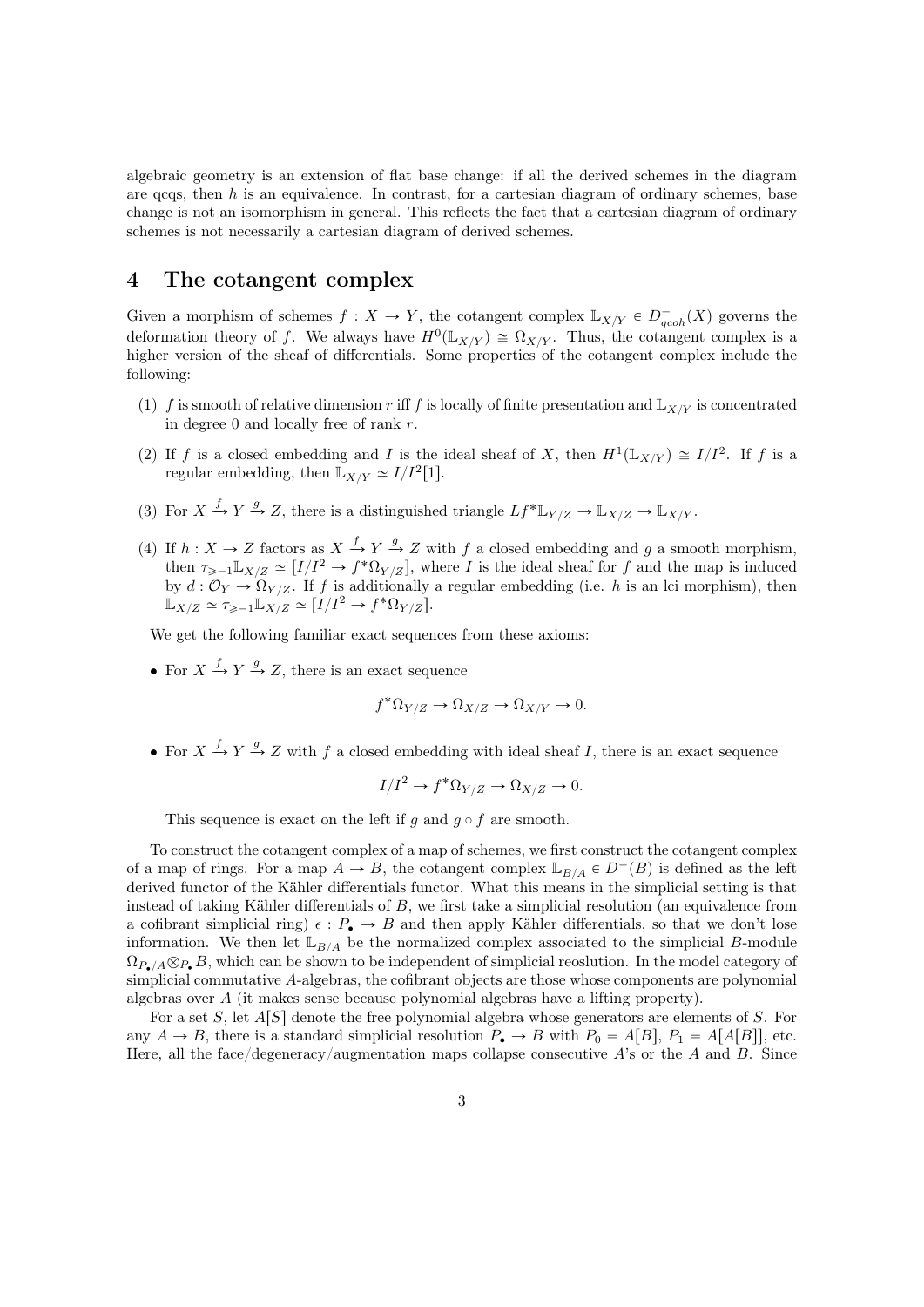algebraic geometry is an extension of flat base change: if all the derived schemes in the diagram are qcqs, then $h$ is an equivalence. In contrast, for a cartesian diagram of ordinary schemes, base change is not an isomorphism in general. This reflects the fact that a cartesian diagram of ordinary schemes is not necessarily a cartesian diagram of derived schemes.

## 4 The cotangent complex

Given a morphism of schemes $f : X \to Y$, the cotangent complex $\mathbb{L}_{X/Y} \in D^-_{qcoh}(X)$ governs the deformation theory of $f$. We always have $H^0(\mathbb{L}_{X/Y}) \cong \Omega_{X/Y}$. Thus, the cotangent complex is a higher version of the sheaf of differentials. Some properties of the cotangent complex include the following:

(1) $f$ is smooth of relative dimension $r$ iff $f$ is locally of finite presentation and $\mathbb{L}_{X/Y}$ is concentrated in degree 0 and locally free of rank $r$.

(2) If $f$ is a closed embedding and $I$ is the ideal sheaf of $X$, then $H^1(\mathbb{L}_{X/Y}) \cong I/I^2$. If $f$ is a regular embedding, then $\mathbb{L}_{X/Y} \simeq I/I^2[1]$.

(3) For $X \xrightarrow{f} Y \xrightarrow{g} Z$, there is a distinguished triangle $Lf^*\mathbb{L}_{Y/Z} \to \mathbb{L}_{X/Z} \to \mathbb{L}_{X/Y}$.

(4) If $h : X \to Z$ factors as $X \xrightarrow{f} Y \xrightarrow{g} Z$ with $f$ a closed embedding and $g$ a smooth morphism, then $\tau_{\geqslant -1}\mathbb{L}_{X/Z} \simeq [I/I^2 \to f^*\Omega_{Y/Z}]$, where $I$ is the ideal sheaf for $f$ and the map is induced by $d : \mathcal{O}_Y \to \Omega_{Y/Z}$. If $f$ is additionally a regular embedding (i.e. $h$ is an lci morphism), then $\mathbb{L}_{X/Z} \simeq \tau_{\geqslant -1}\mathbb{L}_{X/Z} \simeq [I/I^2 \to f^*\Omega_{Y/Z}]$.

We get the following familiar exact sequences from these axioms:

- For $X \xrightarrow{f} Y \xrightarrow{g} Z$, there is an exact sequence

$$f^*\Omega_{Y/Z} \to \Omega_{X/Z} \to \Omega_{X/Y} \to 0.$$

- For $X \xrightarrow{f} Y \xrightarrow{g} Z$ with $f$ a closed embedding with ideal sheaf $I$, there is an exact sequence

$$I/I^2 \to f^*\Omega_{Y/Z} \to \Omega_{X/Z} \to 0.$$

  This sequence is exact on the left if $g$ and $g \circ f$ are smooth.

To construct the cotangent complex of a map of schemes, we first construct the cotangent complex of a map of rings. For a map $A \to B$, the cotangent complex $\mathbb{L}_{B/A} \in D^-(B)$ is defined as the left derived functor of the Kähler differentials functor. What this means in the simplicial setting is that instead of taking Kähler differentials of $B$, we first take a simplicial resolution (an equivalence from a cofibrant simplicial ring) $\epsilon : P_\bullet \to B$ and then apply Kähler differentials, so that we don't lose information. We then let $\mathbb{L}_{B/A}$ be the normalized complex associated to the simplicial $B$-module $\Omega_{P_\bullet/A} \otimes_{P_\bullet} B$, which can be shown to be independent of simplicial reoslution. In the model category of simplicial commutative $A$-algebras, the cofibrant objects are those whose components are polynomial algebras over $A$ (it makes sense because polynomial algebras have a lifting property).

For a set $S$, let $A[S]$ denote the free polynomial algebra whose generators are elements of $S$. For any $A \to B$, there is a standard simplicial resolution $P_\bullet \to B$ with $P_0 = A[B]$, $P_1 = A[A[B]]$, etc. Here, all the face/degeneracy/augmentation maps collapse consecutive $A$'s or the $A$ and $B$. Since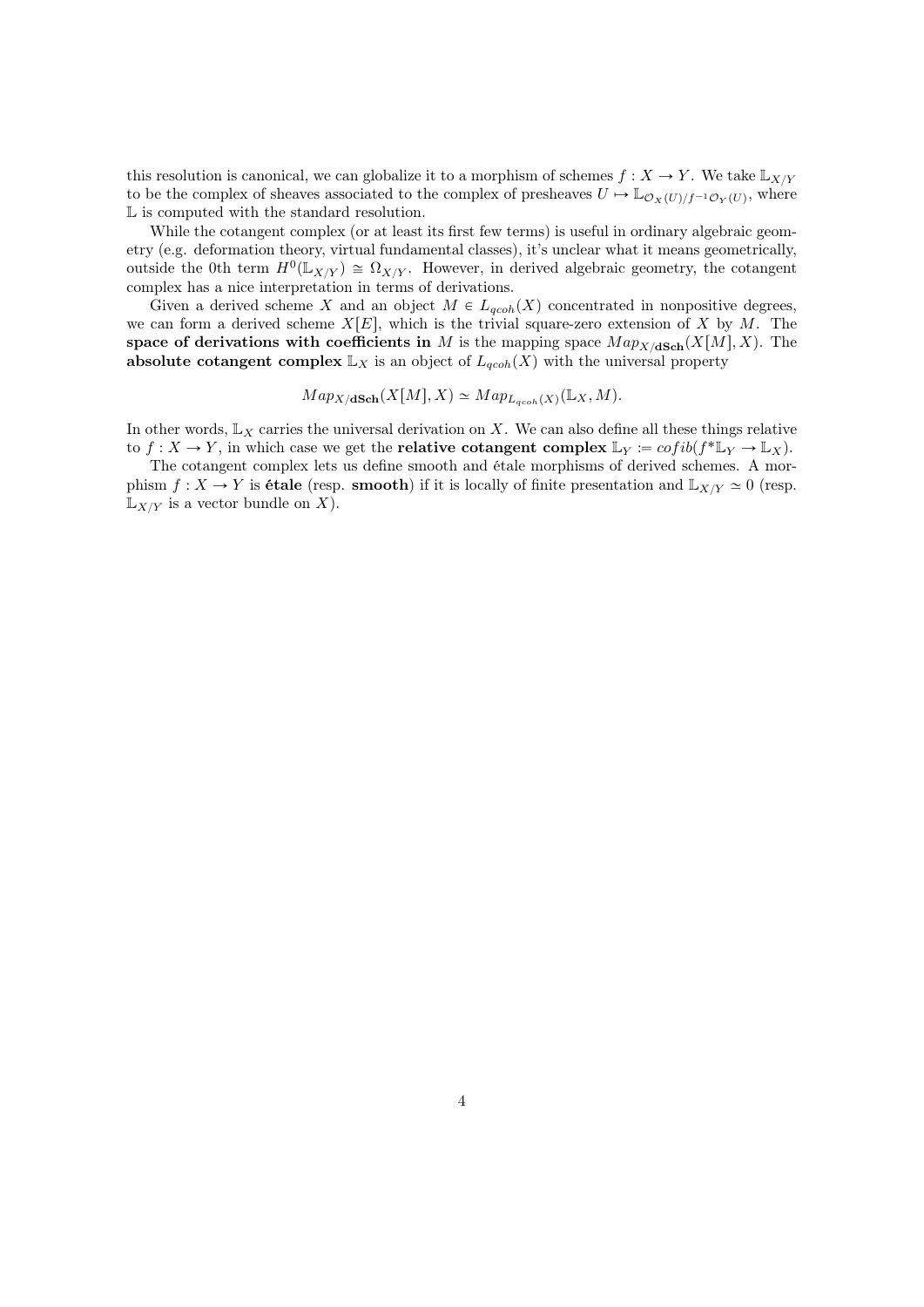this resolution is canonical, we can globalize it to a morphism of schemes $f : X \to Y$. We take $\mathbb{L}_{X/Y}$ to be the complex of sheaves associated to the complex of presheaves $U \mapsto \mathbb{L}_{\mathcal{O}_X(U)/f^{-1}\mathcal{O}_Y(U)}$, where $\mathbb{L}$ is computed with the standard resolution.

While the cotangent complex (or at least its first few terms) is useful in ordinary algebraic geometry (e.g. deformation theory, virtual fundamental classes), it's unclear what it means geometrically, outside the 0th term $H^0(\mathbb{L}_{X/Y}) \cong \Omega_{X/Y}$. However, in derived algebraic geometry, the cotangent complex has a nice interpretation in terms of derivations.

Given a derived scheme $X$ and an object $M \in L_{qcoh}(X)$ concentrated in nonpositive degrees, we can form a derived scheme $X[E]$, which is the trivial square-zero extension of $X$ by $M$. The **space of derivations with coefficients in** $M$ is the mapping space $Map_{X/\mathbf{dSch}}(X[M], X)$. The **absolute cotangent complex** $\mathbb{L}_X$ is an object of $L_{qcoh}(X)$ with the universal property

$$Map_{X/\mathbf{dSch}}(X[M], X) \simeq Map_{L_{qcoh}(X)}(\mathbb{L}_X, M).$$

In other words, $\mathbb{L}_X$ carries the universal derivation on $X$. We can also define all these things relative to $f : X \to Y$, in which case we get the **relative cotangent complex** $\mathbb{L}_Y := cofib(f^*\mathbb{L}_Y \to \mathbb{L}_X)$.

The cotangent complex lets us define smooth and étale morphisms of derived schemes. A morphism $f : X \to Y$ is **étale** (resp. **smooth**) if it is locally of finite presentation and $\mathbb{L}_{X/Y} \simeq 0$ (resp. $\mathbb{L}_{X/Y}$ is a vector bundle on $X$).